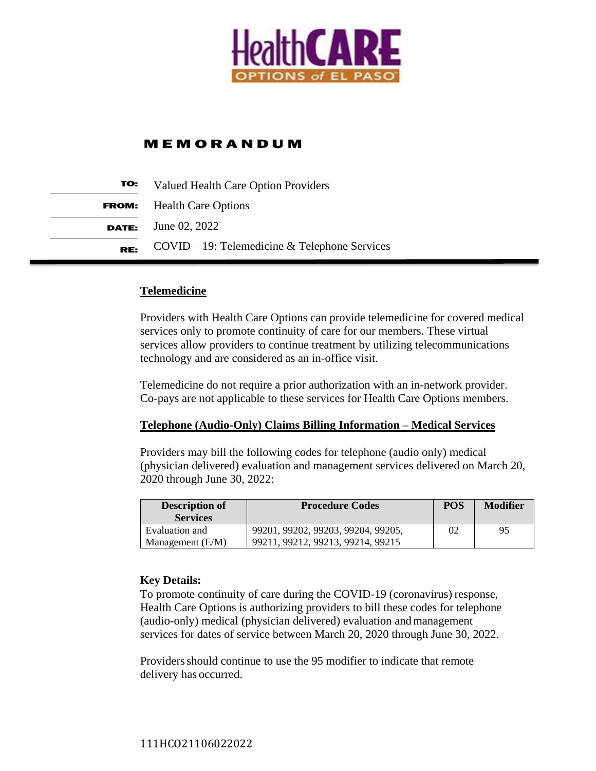HealthCARE OPTIONS of EL PASO

# MEMORANDUM

**TO:** Valued Health Care Option Providers

**FROM:** Health Care Options

**DATE:** June 02, 2022

**RE:** COVID – 19: Telemedicine & Telephone Services

## Telemedicine

Providers with Health Care Options can provide telemedicine for covered medical services only to promote continuity of care for our members. These virtual services allow providers to continue treatment by utilizing telecommunications technology and are considered as an in-office visit.

Telemedicine do not require a prior authorization with an in-network provider. Co-pays are not applicable to these services for Health Care Options members.

## Telephone (Audio-Only) Claims Billing Information – Medical Services

Providers may bill the following codes for telephone (audio only) medical (physician delivered) evaluation and management services delivered on March 20, 2020 through June 30, 2022:

| Description of Services | Procedure Codes | POS | Modifier |
| --- | --- | --- | --- |
| Evaluation and Management (E/M) | 99201, 99202, 99203, 99204, 99205, 99211, 99212, 99213, 99214, 99215 | 02 | 95 |

**Key Details:**

To promote continuity of care during the COVID-19 (coronavirus) response, Health Care Options is authorizing providers to bill these codes for telephone (audio-only) medical (physician delivered) evaluation and management services for dates of service between March 20, 2020 through June 30, 2022.

Providers should continue to use the 95 modifier to indicate that remote delivery has occurred.

111HCO21106022022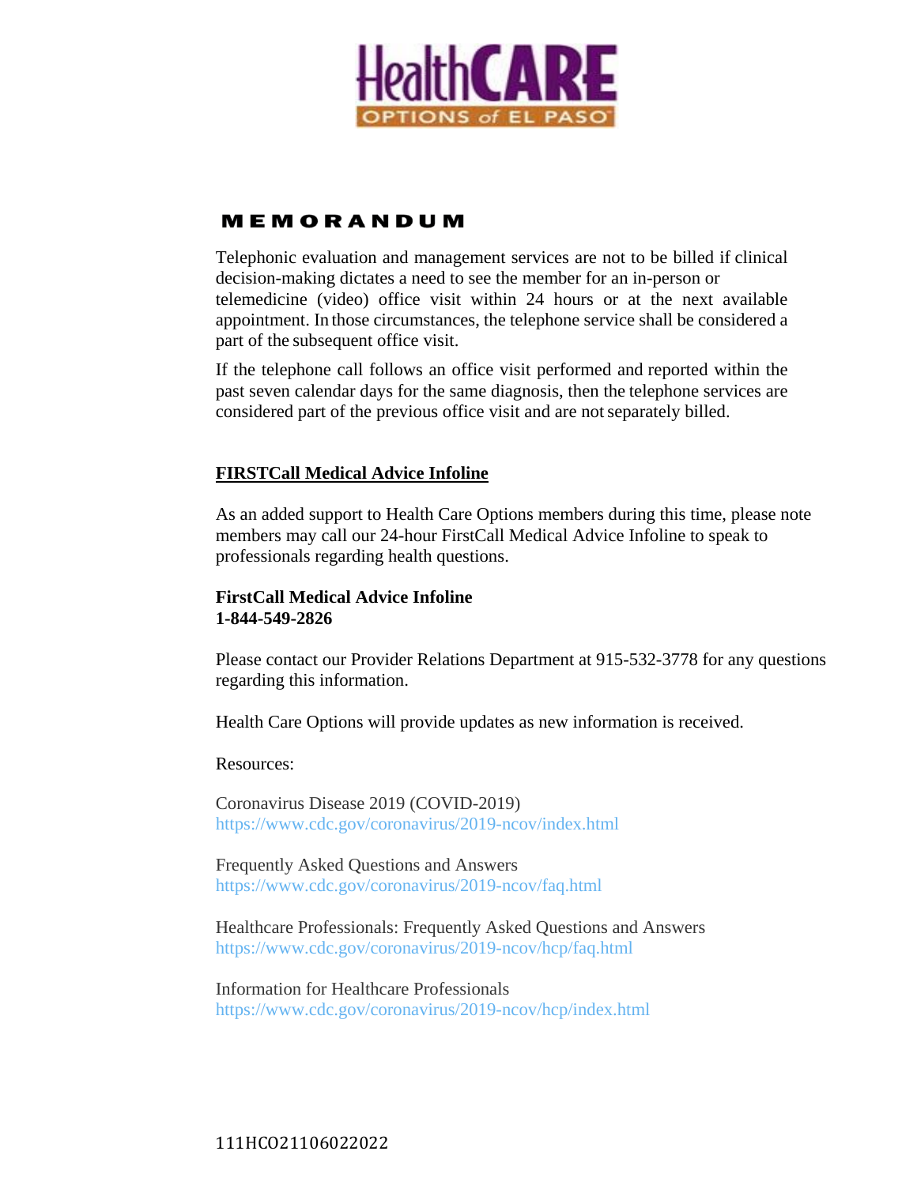# MEMORANDUM

Telephonic evaluation and management services are not to be billed if clinical decision-making dictates a need to see the member for an in-person or telemedicine (video) office visit within 24 hours or at the next available appointment. In those circumstances, the telephone service shall be considered a part of the subsequent office visit.

If the telephone call follows an office visit performed and reported within the past seven calendar days for the same diagnosis, then the telephone services are considered part of the previous office visit and are not separately billed.

## FIRSTCall Medical Advice Infoline

As an added support to Health Care Options members during this time, please note members may call our 24-hour FirstCall Medical Advice Infoline to speak to professionals regarding health questions.

**FirstCall Medical Advice Infoline**
**1-844-549-2826**

Please contact our Provider Relations Department at 915-532-3778 for any questions regarding this information.

Health Care Options will provide updates as new information is received.

Resources:

Coronavirus Disease 2019 (COVID-2019)
https://www.cdc.gov/coronavirus/2019-ncov/index.html

Frequently Asked Questions and Answers
https://www.cdc.gov/coronavirus/2019-ncov/faq.html

Healthcare Professionals: Frequently Asked Questions and Answers
https://www.cdc.gov/coronavirus/2019-ncov/hcp/faq.html

Information for Healthcare Professionals
https://www.cdc.gov/coronavirus/2019-ncov/hcp/index.html

111HCO21106022022